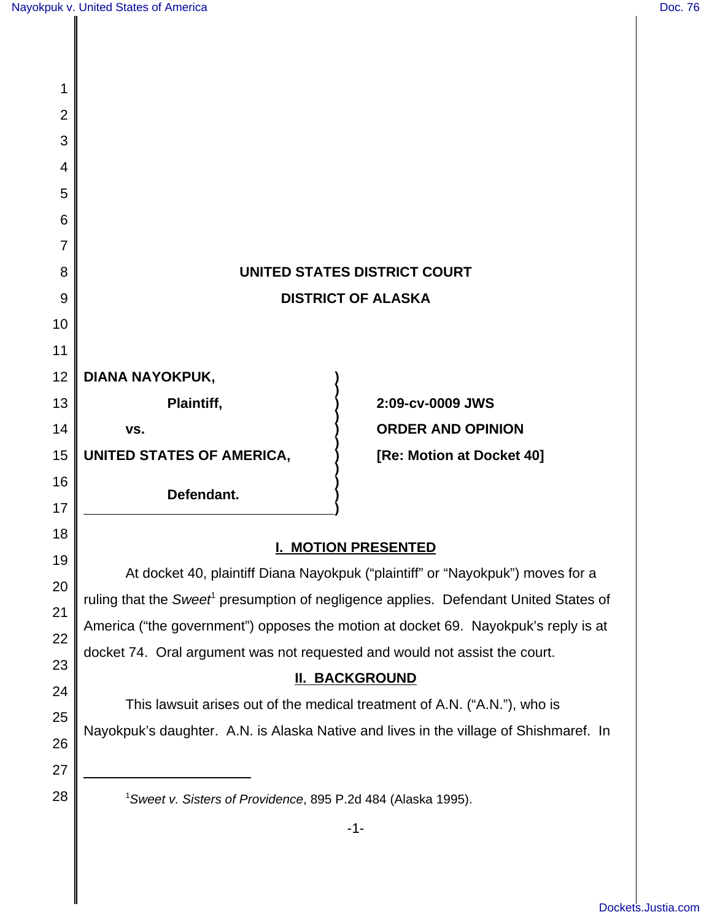**UNITED STATES DISTRICT COURT**

**DISTRICT OF ALASKA**

| | |
|---|---|
| **DIANA NAYOKPUK,** | |
| **Plaintiff,** | **2:09-cv-0009 JWS** |
| **vs.** | **ORDER AND OPINION** |
| **UNITED STATES OF AMERICA,** | **[Re: Motion at Docket 40]** |
| **Defendant.** | |

## I. MOTION PRESENTED

At docket 40, plaintiff Diana Nayokpuk ("plaintiff" or "Nayokpuk") moves for a ruling that the *Sweet*[1] presumption of negligence applies. Defendant United States of America ("the government") opposes the motion at docket 69. Nayokpuk's reply is at docket 74. Oral argument was not requested and would not assist the court.

## II. BACKGROUND

This lawsuit arises out of the medical treatment of A.N. ("A.N."), who is Nayokpuk's daughter. A.N. is Alaska Native and lives in the village of Shishmaref. In

[1] *Sweet v. Sisters of Providence*, 895 P.2d 484 (Alaska 1995).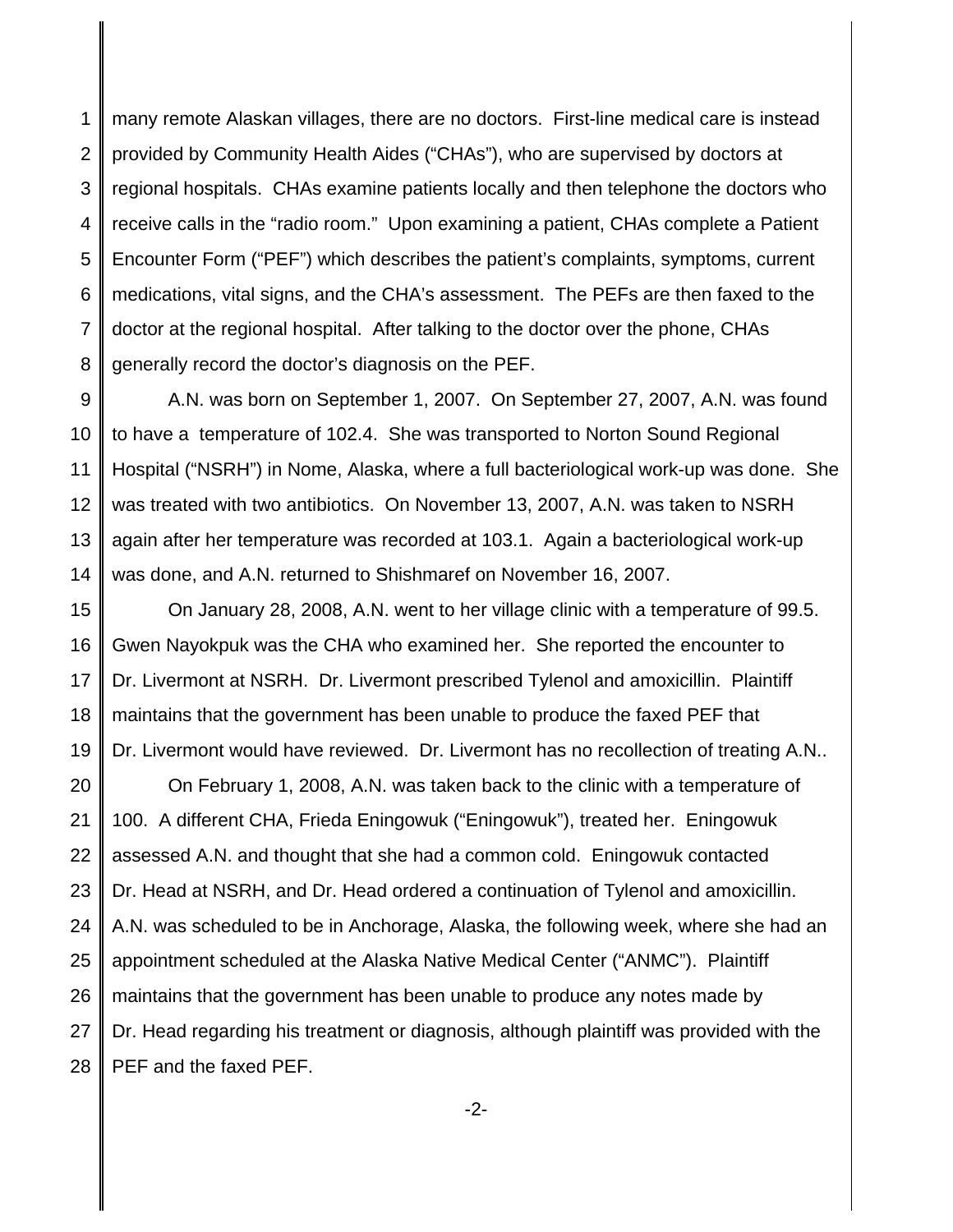many remote Alaskan villages, there are no doctors. First-line medical care is instead provided by Community Health Aides ("CHAs"), who are supervised by doctors at regional hospitals. CHAs examine patients locally and then telephone the doctors who receive calls in the "radio room." Upon examining a patient, CHAs complete a Patient Encounter Form ("PEF") which describes the patient's complaints, symptoms, current medications, vital signs, and the CHA's assessment. The PEFs are then faxed to the doctor at the regional hospital. After talking to the doctor over the phone, CHAs generally record the doctor's diagnosis on the PEF.

A.N. was born on September 1, 2007. On September 27, 2007, A.N. was found to have a temperature of 102.4. She was transported to Norton Sound Regional Hospital ("NSRH") in Nome, Alaska, where a full bacteriological work-up was done. She was treated with two antibiotics. On November 13, 2007, A.N. was taken to NSRH again after her temperature was recorded at 103.1. Again a bacteriological work-up was done, and A.N. returned to Shishmaref on November 16, 2007.

On January 28, 2008, A.N. went to her village clinic with a temperature of 99.5. Gwen Nayokpuk was the CHA who examined her. She reported the encounter to Dr. Livermont at NSRH. Dr. Livermont prescribed Tylenol and amoxicillin. Plaintiff maintains that the government has been unable to produce the faxed PEF that Dr. Livermont would have reviewed. Dr. Livermont has no recollection of treating A.N..

On February 1, 2008, A.N. was taken back to the clinic with a temperature of 100. A different CHA, Frieda Eningowuk ("Eningowuk"), treated her. Eningowuk assessed A.N. and thought that she had a common cold. Eningowuk contacted Dr. Head at NSRH, and Dr. Head ordered a continuation of Tylenol and amoxicillin. A.N. was scheduled to be in Anchorage, Alaska, the following week, where she had an appointment scheduled at the Alaska Native Medical Center ("ANMC"). Plaintiff maintains that the government has been unable to produce any notes made by Dr. Head regarding his treatment or diagnosis, although plaintiff was provided with the PEF and the faxed PEF.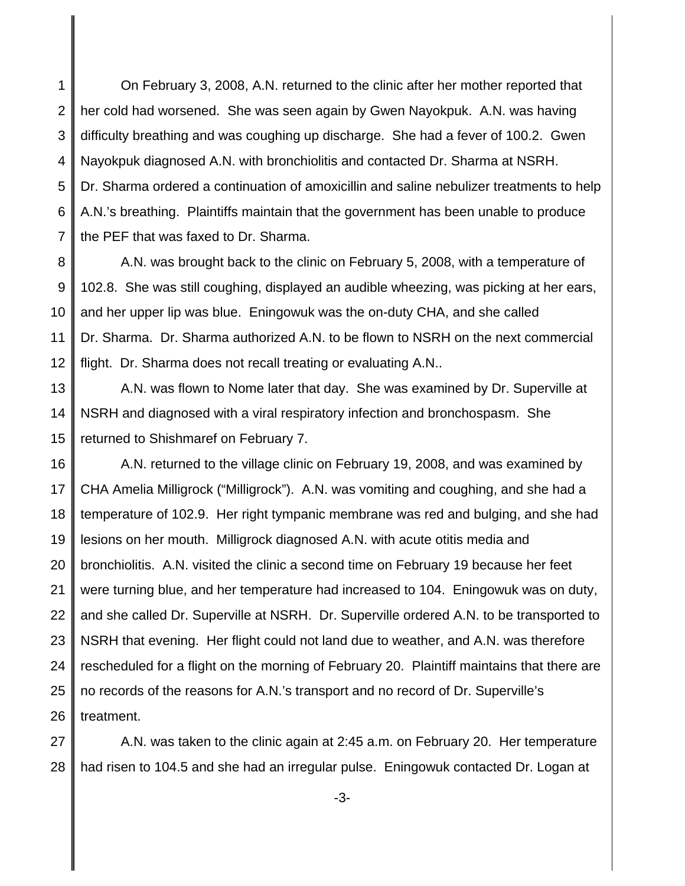On February 3, 2008, A.N. returned to the clinic after her mother reported that her cold had worsened. She was seen again by Gwen Nayokpuk. A.N. was having difficulty breathing and was coughing up discharge. She had a fever of 100.2. Gwen Nayokpuk diagnosed A.N. with bronchiolitis and contacted Dr. Sharma at NSRH. Dr. Sharma ordered a continuation of amoxicillin and saline nebulizer treatments to help A.N.'s breathing. Plaintiffs maintain that the government has been unable to produce the PEF that was faxed to Dr. Sharma.

A.N. was brought back to the clinic on February 5, 2008, with a temperature of 102.8. She was still coughing, displayed an audible wheezing, was picking at her ears, and her upper lip was blue. Eningowuk was the on-duty CHA, and she called Dr. Sharma. Dr. Sharma authorized A.N. to be flown to NSRH on the next commercial flight. Dr. Sharma does not recall treating or evaluating A.N..

A.N. was flown to Nome later that day. She was examined by Dr. Superville at NSRH and diagnosed with a viral respiratory infection and bronchospasm. She returned to Shishmaref on February 7.

A.N. returned to the village clinic on February 19, 2008, and was examined by CHA Amelia Milligrock ("Milligrock"). A.N. was vomiting and coughing, and she had a temperature of 102.9. Her right tympanic membrane was red and bulging, and she had lesions on her mouth. Milligrock diagnosed A.N. with acute otitis media and bronchiolitis. A.N. visited the clinic a second time on February 19 because her feet were turning blue, and her temperature had increased to 104. Eningowuk was on duty, and she called Dr. Superville at NSRH. Dr. Superville ordered A.N. to be transported to NSRH that evening. Her flight could not land due to weather, and A.N. was therefore rescheduled for a flight on the morning of February 20. Plaintiff maintains that there are no records of the reasons for A.N.'s transport and no record of Dr. Superville's treatment.

A.N. was taken to the clinic again at 2:45 a.m. on February 20. Her temperature had risen to 104.5 and she had an irregular pulse. Eningowuk contacted Dr. Logan at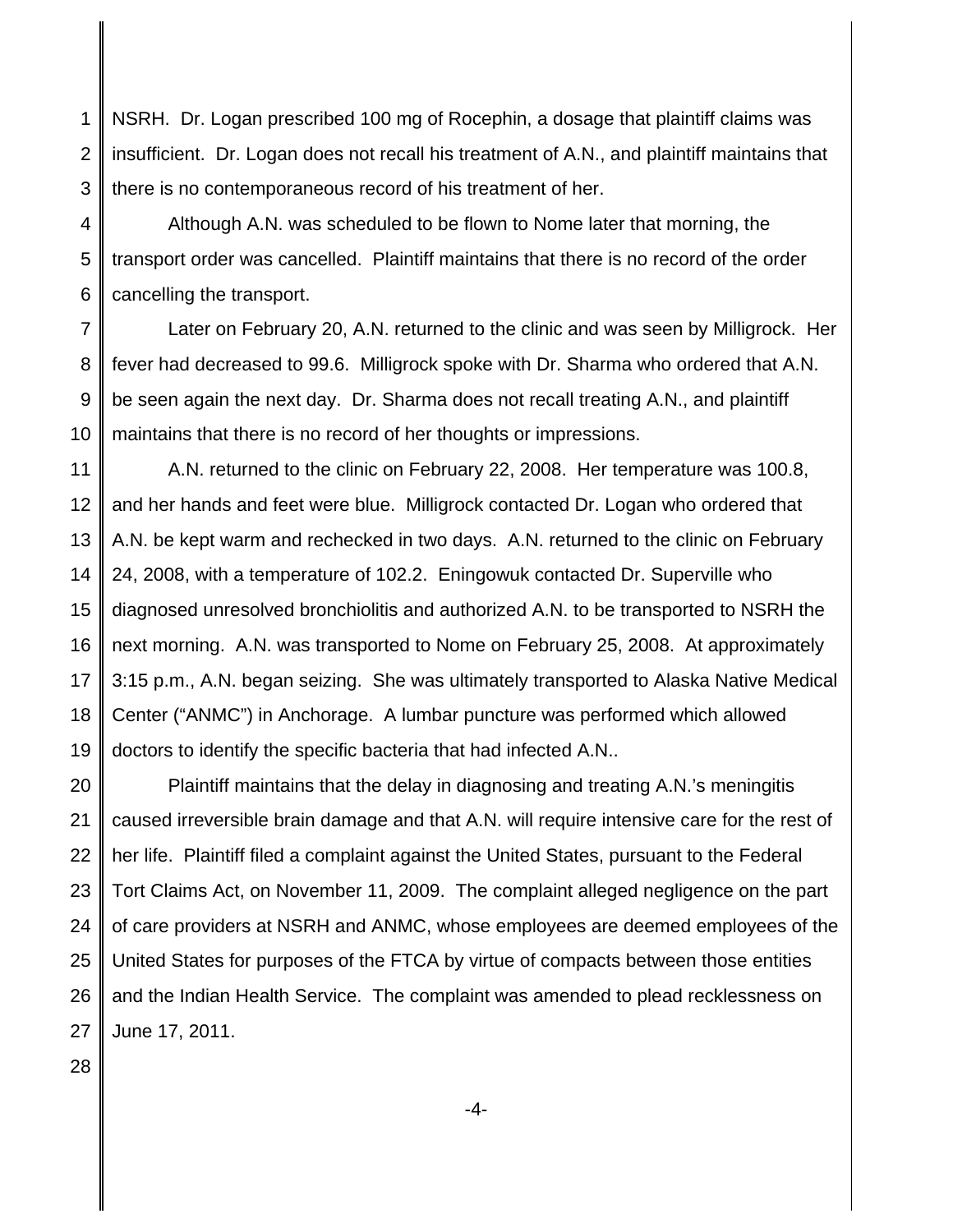NSRH. Dr. Logan prescribed 100 mg of Rocephin, a dosage that plaintiff claims was insufficient. Dr. Logan does not recall his treatment of A.N., and plaintiff maintains that there is no contemporaneous record of his treatment of her.

Although A.N. was scheduled to be flown to Nome later that morning, the transport order was cancelled. Plaintiff maintains that there is no record of the order cancelling the transport.

Later on February 20, A.N. returned to the clinic and was seen by Milligrock. Her fever had decreased to 99.6. Milligrock spoke with Dr. Sharma who ordered that A.N. be seen again the next day. Dr. Sharma does not recall treating A.N., and plaintiff maintains that there is no record of her thoughts or impressions.

A.N. returned to the clinic on February 22, 2008. Her temperature was 100.8, and her hands and feet were blue. Milligrock contacted Dr. Logan who ordered that A.N. be kept warm and rechecked in two days. A.N. returned to the clinic on February 24, 2008, with a temperature of 102.2. Eningowuk contacted Dr. Superville who diagnosed unresolved bronchiolitis and authorized A.N. to be transported to NSRH the next morning. A.N. was transported to Nome on February 25, 2008. At approximately 3:15 p.m., A.N. began seizing. She was ultimately transported to Alaska Native Medical Center ("ANMC") in Anchorage. A lumbar puncture was performed which allowed doctors to identify the specific bacteria that had infected A.N..

Plaintiff maintains that the delay in diagnosing and treating A.N.'s meningitis caused irreversible brain damage and that A.N. will require intensive care for the rest of her life. Plaintiff filed a complaint against the United States, pursuant to the Federal Tort Claims Act, on November 11, 2009. The complaint alleged negligence on the part of care providers at NSRH and ANMC, whose employees are deemed employees of the United States for purposes of the FTCA by virtue of compacts between those entities and the Indian Health Service. The complaint was amended to plead recklessness on June 17, 2011.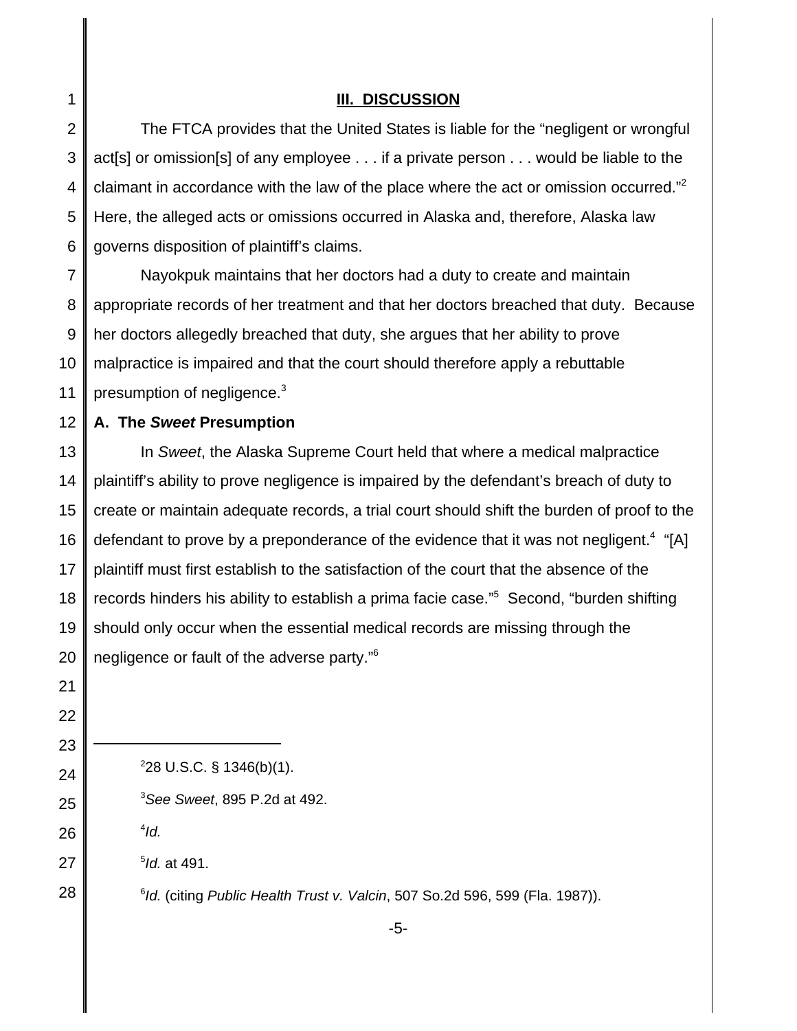## III. DISCUSSION

The FTCA provides that the United States is liable for the "negligent or wrongful act[s] or omission[s] of any employee . . . if a private person . . . would be liable to the claimant in accordance with the law of the place where the act or omission occurred."[2] Here, the alleged acts or omissions occurred in Alaska and, therefore, Alaska law governs disposition of plaintiff's claims.

Nayokpuk maintains that her doctors had a duty to create and maintain appropriate records of her treatment and that her doctors breached that duty. Because her doctors allegedly breached that duty, she argues that her ability to prove malpractice is impaired and that the court should therefore apply a rebuttable presumption of negligence.[3]

### A. The *Sweet* Presumption

In *Sweet*, the Alaska Supreme Court held that where a medical malpractice plaintiff's ability to prove negligence is impaired by the defendant's breach of duty to create or maintain adequate records, a trial court should shift the burden of proof to the defendant to prove by a preponderance of the evidence that it was not negligent.[4] "[A] plaintiff must first establish to the satisfaction of the court that the absence of the records hinders his ability to establish a prima facie case."[5] Second, "burden shifting should only occur when the essential medical records are missing through the negligence or fault of the adverse party."[6]

---

[2] 28 U.S.C. § 1346(b)(1).

[3] *See Sweet*, 895 P.2d at 492.

[4] *Id.*

[5] *Id.* at 491.

[6] *Id.* (citing *Public Health Trust v. Valcin*, 507 So.2d 596, 599 (Fla. 1987)).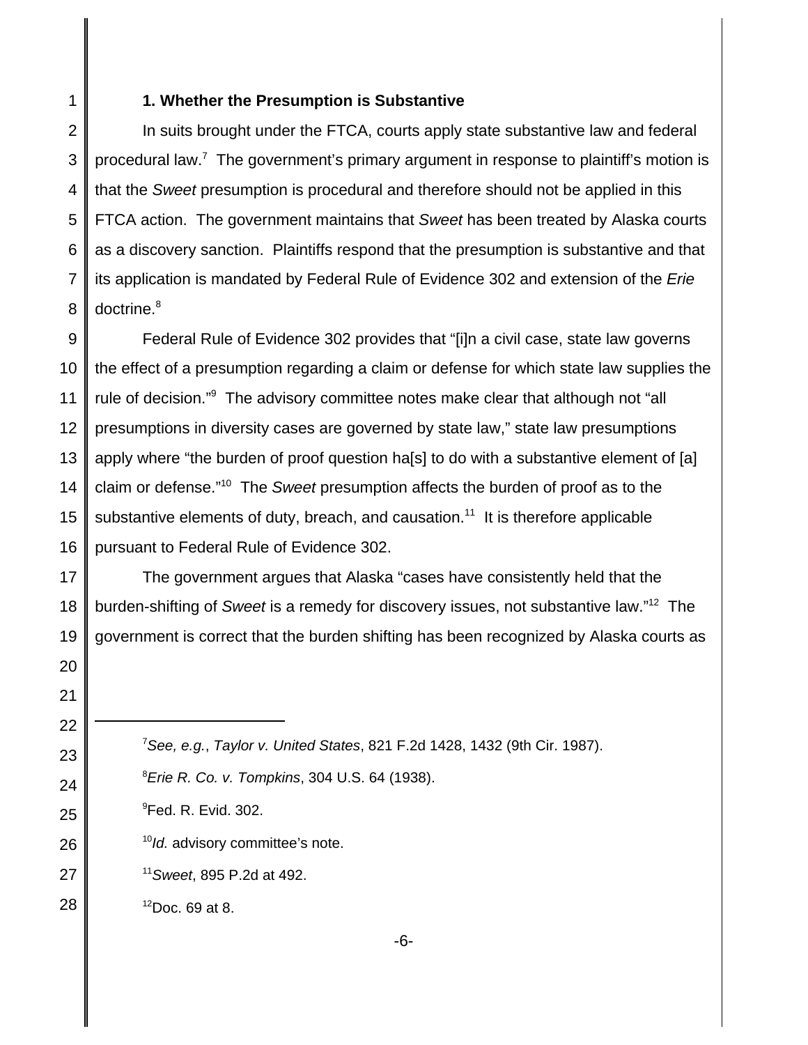### 1. Whether the Presumption is Substantive

In suits brought under the FTCA, courts apply state substantive law and federal procedural law.[7] The government's primary argument in response to plaintiff's motion is that the *Sweet* presumption is procedural and therefore should not be applied in this FTCA action. The government maintains that *Sweet* has been treated by Alaska courts as a discovery sanction. Plaintiffs respond that the presumption is substantive and that its application is mandated by Federal Rule of Evidence 302 and extension of the *Erie* doctrine.[8]

Federal Rule of Evidence 302 provides that "[i]n a civil case, state law governs the effect of a presumption regarding a claim or defense for which state law supplies the rule of decision."[9] The advisory committee notes make clear that although not "all presumptions in diversity cases are governed by state law," state law presumptions apply where "the burden of proof question ha[s] to do with a substantive element of [a] claim or defense."[10] The *Sweet* presumption affects the burden of proof as to the substantive elements of duty, breach, and causation.[11] It is therefore applicable pursuant to Federal Rule of Evidence 302.

The government argues that Alaska "cases have consistently held that the burden-shifting of *Sweet* is a remedy for discovery issues, not substantive law."[12] The government is correct that the burden shifting has been recognized by Alaska courts as

---

[7] *See, e.g.*, *Taylor v. United States*, 821 F.2d 1428, 1432 (9th Cir. 1987).

[8] *Erie R. Co. v. Tompkins*, 304 U.S. 64 (1938).

[9] Fed. R. Evid. 302.

[10] *Id.* advisory committee's note.

[11] *Sweet*, 895 P.2d at 492.

[12] Doc. 69 at 8.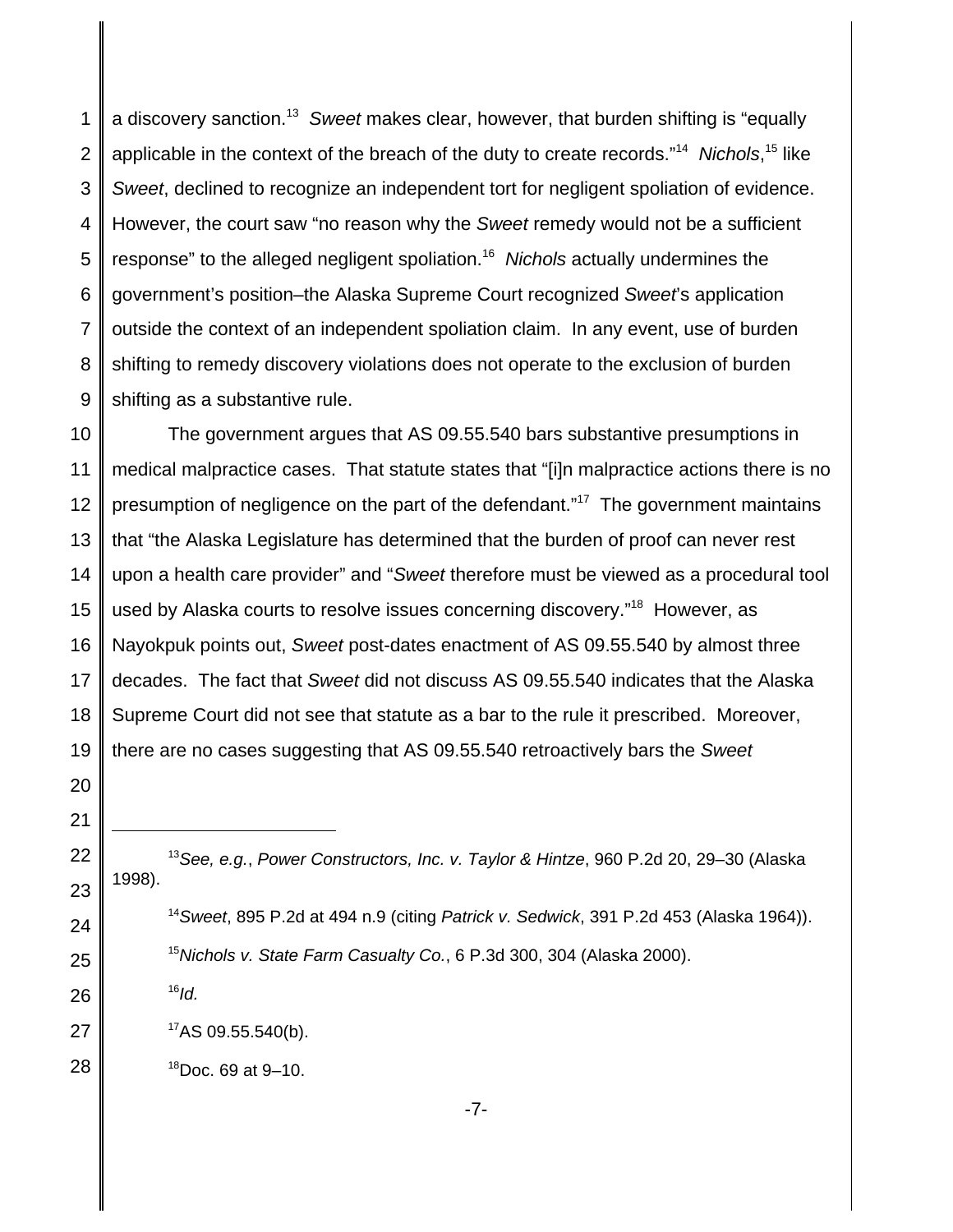a discovery sanction.[13] *Sweet* makes clear, however, that burden shifting is "equally applicable in the context of the breach of the duty to create records."[14] *Nichols*,[15] like *Sweet*, declined to recognize an independent tort for negligent spoliation of evidence. However, the court saw "no reason why the *Sweet* remedy would not be a sufficient response" to the alleged negligent spoliation.[16] *Nichols* actually undermines the government's position–the Alaska Supreme Court recognized *Sweet*'s application outside the context of an independent spoliation claim. In any event, use of burden shifting to remedy discovery violations does not operate to the exclusion of burden shifting as a substantive rule.

The government argues that AS 09.55.540 bars substantive presumptions in medical malpractice cases. That statute states that "[i]n malpractice actions there is no presumption of negligence on the part of the defendant."[17] The government maintains that "the Alaska Legislature has determined that the burden of proof can never rest upon a health care provider" and "*Sweet* therefore must be viewed as a procedural tool used by Alaska courts to resolve issues concerning discovery."[18] However, as Nayokpuk points out, *Sweet* post-dates enactment of AS 09.55.540 by almost three decades. The fact that *Sweet* did not discuss AS 09.55.540 indicates that the Alaska Supreme Court did not see that statute as a bar to the rule it prescribed. Moreover, there are no cases suggesting that AS 09.55.540 retroactively bars the *Sweet*

---

[13] *See, e.g.*, *Power Constructors, Inc. v. Taylor & Hintze*, 960 P.2d 20, 29–30 (Alaska 1998).

[14] *Sweet*, 895 P.2d at 494 n.9 (citing *Patrick v. Sedwick*, 391 P.2d 453 (Alaska 1964)).

[15] *Nichols v. State Farm Casualty Co.*, 6 P.3d 300, 304 (Alaska 2000).

[16] *Id.*

[17] AS 09.55.540(b).

[18] Doc. 69 at 9–10.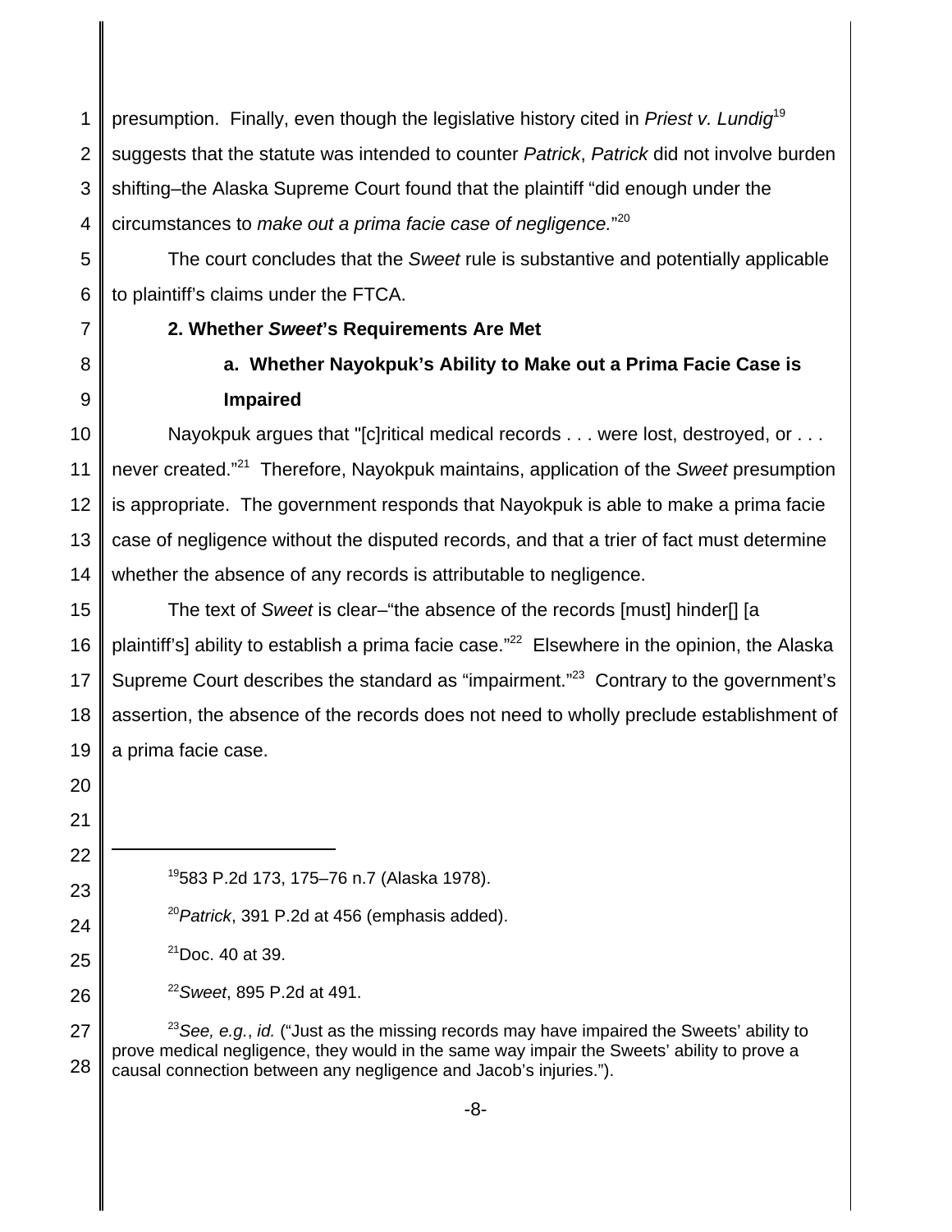presumption. Finally, even though the legislative history cited in *Priest v. Lundig*[19] suggests that the statute was intended to counter *Patrick*, *Patrick* did not involve burden shifting–the Alaska Supreme Court found that the plaintiff "did enough under the circumstances to *make out a prima facie case of negligence.*"[20]

The court concludes that the *Sweet* rule is substantive and potentially applicable to plaintiff's claims under the FTCA.

**2. Whether *Sweet*'s Requirements Are Met**

**a. Whether Nayokpuk's Ability to Make out a Prima Facie Case is Impaired**

Nayokpuk argues that "[c]ritical medical records . . . were lost, destroyed, or . . . never created."[21] Therefore, Nayokpuk maintains, application of the *Sweet* presumption is appropriate. The government responds that Nayokpuk is able to make a prima facie case of negligence without the disputed records, and that a trier of fact must determine whether the absence of any records is attributable to negligence.

The text of *Sweet* is clear–"the absence of the records [must] hinder[] [a plaintiff's] ability to establish a prima facie case."[22] Elsewhere in the opinion, the Alaska Supreme Court describes the standard as "impairment."[23] Contrary to the government's assertion, the absence of the records does not need to wholly preclude establishment of a prima facie case.

---

[19] 583 P.2d 173, 175–76 n.7 (Alaska 1978).

[20] *Patrick*, 391 P.2d at 456 (emphasis added).

[21] Doc. 40 at 39.

[22] *Sweet*, 895 P.2d at 491.

[23] *See, e.g.*, *id.* ("Just as the missing records may have impaired the Sweets' ability to prove medical negligence, they would in the same way impair the Sweets' ability to prove a causal connection between any negligence and Jacob's injuries.").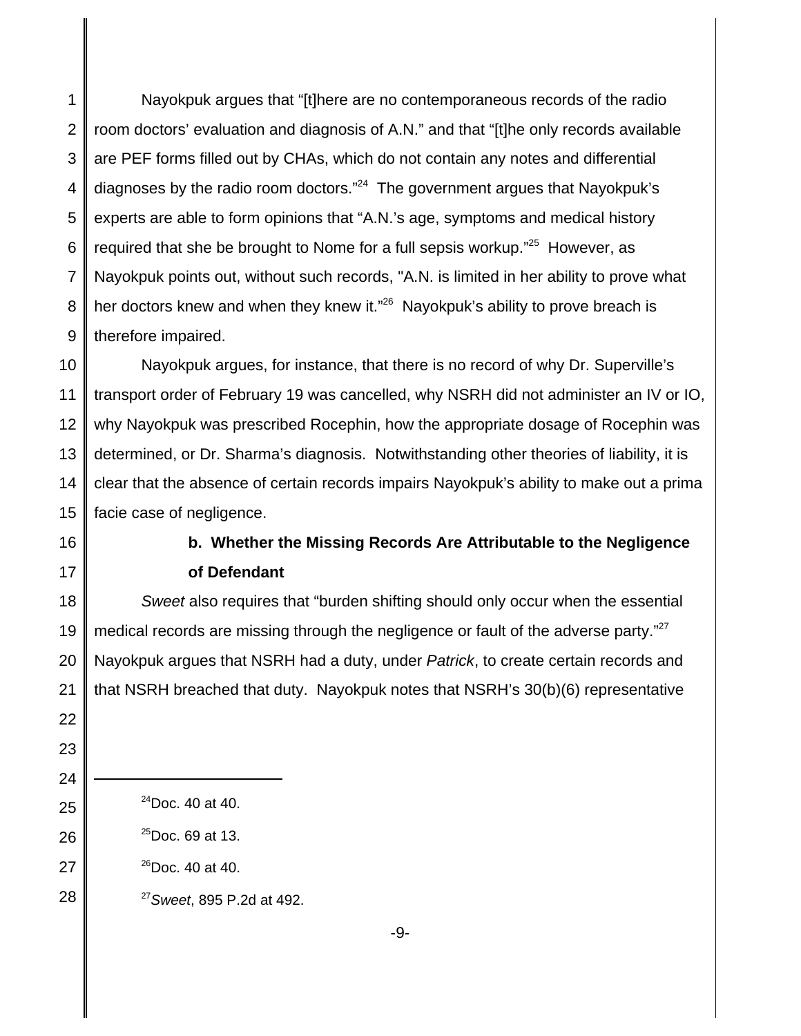Nayokpuk argues that "[t]here are no contemporaneous records of the radio room doctors' evaluation and diagnosis of A.N." and that "[t]he only records available are PEF forms filled out by CHAs, which do not contain any notes and differential diagnoses by the radio room doctors."[24] The government argues that Nayokpuk's experts are able to form opinions that "A.N.'s age, symptoms and medical history required that she be brought to Nome for a full sepsis workup."[25] However, as Nayokpuk points out, without such records, "A.N. is limited in her ability to prove what her doctors knew and when they knew it."[26] Nayokpuk's ability to prove breach is therefore impaired.

Nayokpuk argues, for instance, that there is no record of why Dr. Superville's transport order of February 19 was cancelled, why NSRH did not administer an IV or IO, why Nayokpuk was prescribed Rocephin, how the appropriate dosage of Rocephin was determined, or Dr. Sharma's diagnosis. Notwithstanding other theories of liability, it is clear that the absence of certain records impairs Nayokpuk's ability to make out a prima facie case of negligence.

**b. Whether the Missing Records Are Attributable to the Negligence of Defendant**

*Sweet* also requires that "burden shifting should only occur when the essential medical records are missing through the negligence or fault of the adverse party."[27] Nayokpuk argues that NSRH had a duty, under *Patrick*, to create certain records and that NSRH breached that duty. Nayokpuk notes that NSRH's 30(b)(6) representative

---

[24]Doc. 40 at 40.

[25]Doc. 69 at 13.

[26]Doc. 40 at 40.

[27]*Sweet*, 895 P.2d at 492.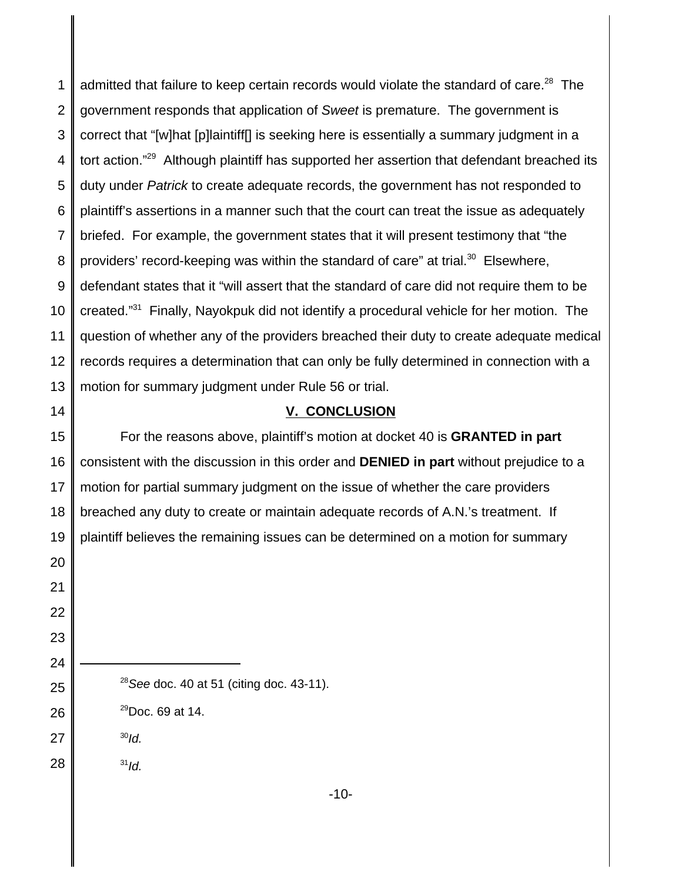admitted that failure to keep certain records would violate the standard of care.[28] The government responds that application of *Sweet* is premature. The government is correct that "[w]hat [p]laintiff[] is seeking here is essentially a summary judgment in a tort action."[29] Although plaintiff has supported her assertion that defendant breached its duty under *Patrick* to create adequate records, the government has not responded to plaintiff's assertions in a manner such that the court can treat the issue as adequately briefed. For example, the government states that it will present testimony that "the providers' record-keeping was within the standard of care" at trial.[30] Elsewhere, defendant states that it "will assert that the standard of care did not require them to be created."[31] Finally, Nayokpuk did not identify a procedural vehicle for her motion. The question of whether any of the providers breached their duty to create adequate medical records requires a determination that can only be fully determined in connection with a motion for summary judgment under Rule 56 or trial.

## V. CONCLUSION

For the reasons above, plaintiff's motion at docket 40 is **GRANTED in part** consistent with the discussion in this order and **DENIED in part** without prejudice to a motion for partial summary judgment on the issue of whether the care providers breached any duty to create or maintain adequate records of A.N.'s treatment. If plaintiff believes the remaining issues can be determined on a motion for summary

---

[28] *See* doc. 40 at 51 (citing doc. 43-11).

[29] Doc. 69 at 14.

[30] *Id.*

[31] *Id.*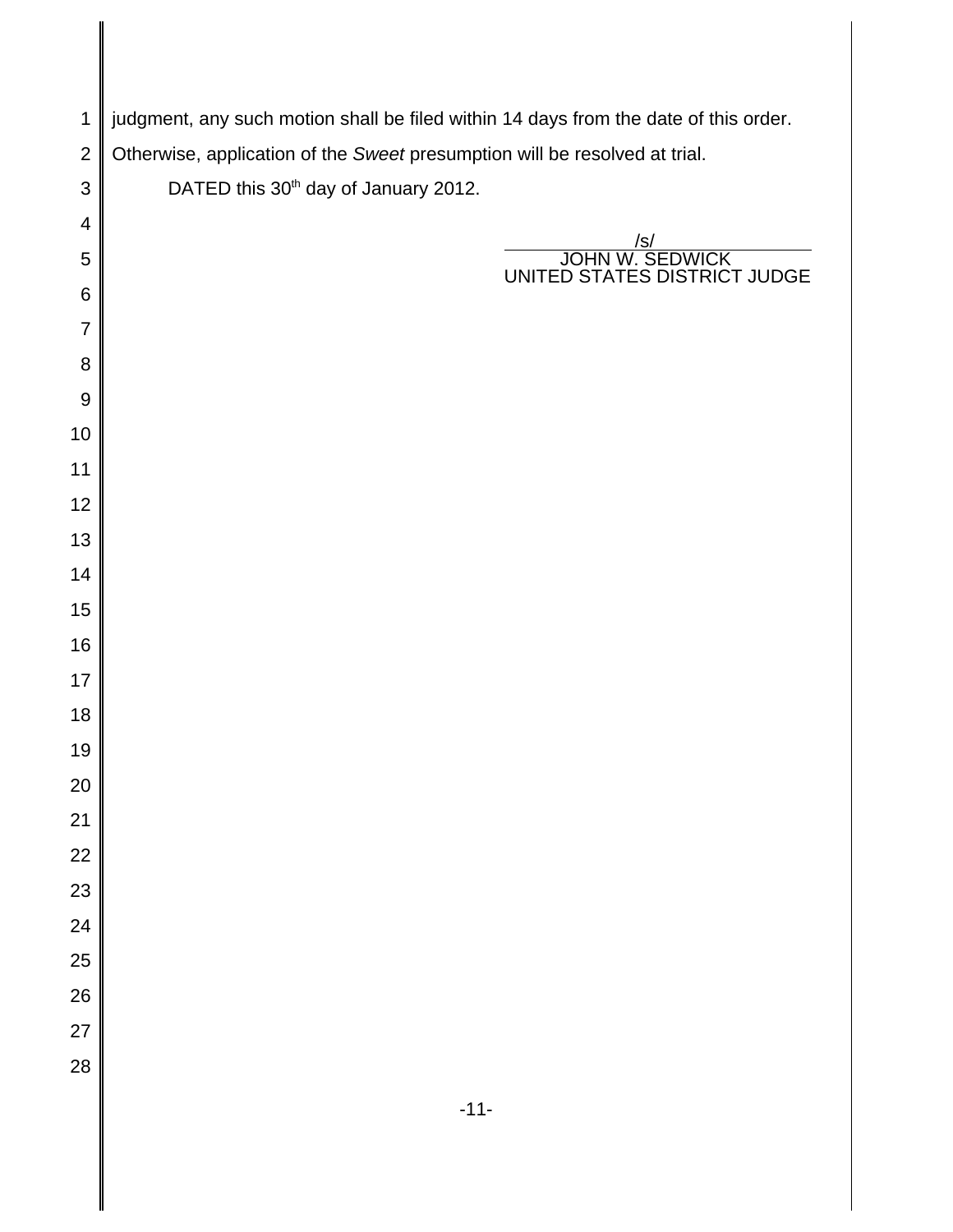judgment, any such motion shall be filed within 14 days from the date of this order. Otherwise, application of the *Sweet* presumption will be resolved at trial.

DATED this 30th day of January 2012.

/s/
JOHN W. SEDWICK
UNITED STATES DISTRICT JUDGE